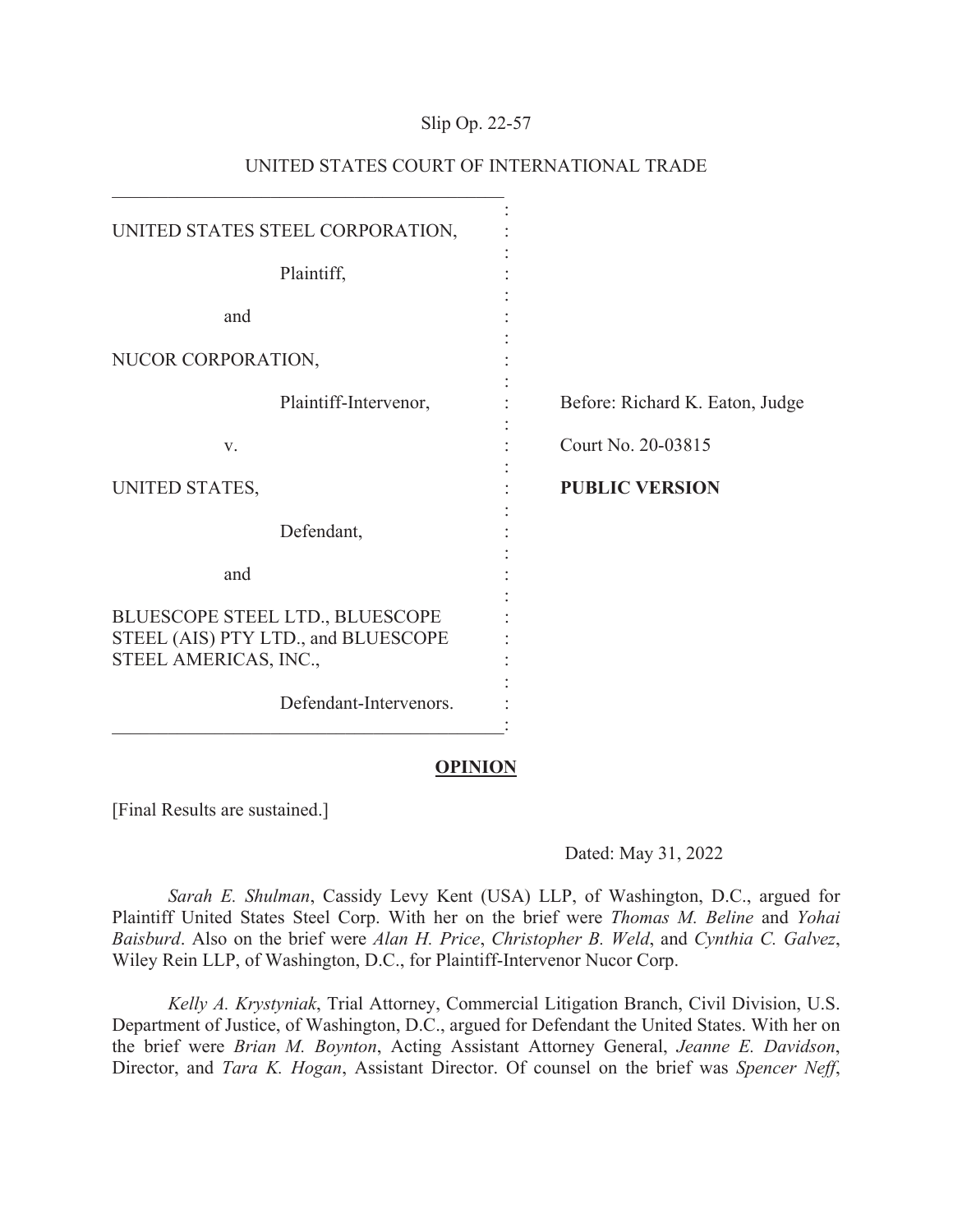Slip Op. 22-57

UNITED STATES COURT OF INTERNATIONAL TRADE

UNITED STATES STEEL CORPORATION,

Plaintiff,

and

NUCOR CORPORATION,

Plaintiff-Intervenor,

v.

UNITED STATES,

Defendant,

and

BLUESCOPE STEEL LTD., BLUESCOPE STEEL (AIS) PTY LTD., and BLUESCOPE STEEL AMERICAS, INC.,

Defendant-Intervenors.

Before: Richard K. Eaton, Judge

Court No. 20-03815

**PUBLIC VERSION**

**OPINION**

[Final Results are sustained.]

Dated: May 31, 2022

*Sarah E. Shulman*, Cassidy Levy Kent (USA) LLP, of Washington, D.C., argued for Plaintiff United States Steel Corp. With her on the brief were *Thomas M. Beline* and *Yohai Baisburd*. Also on the brief were *Alan H. Price*, *Christopher B. Weld*, and *Cynthia C. Galvez*, Wiley Rein LLP, of Washington, D.C., for Plaintiff-Intervenor Nucor Corp.

*Kelly A. Krystyniak*, Trial Attorney, Commercial Litigation Branch, Civil Division, U.S. Department of Justice, of Washington, D.C., argued for Defendant the United States. With her on the brief were *Brian M. Boynton*, Acting Assistant Attorney General, *Jeanne E. Davidson*, Director, and *Tara K. Hogan*, Assistant Director. Of counsel on the brief was *Spencer Neff*,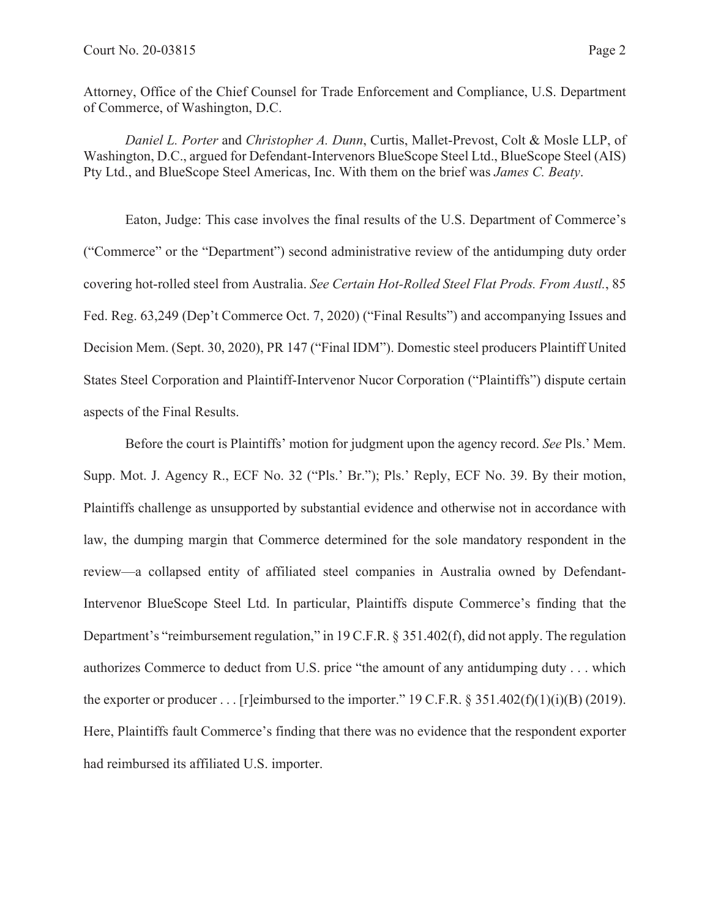Attorney, Office of the Chief Counsel for Trade Enforcement and Compliance, U.S. Department of Commerce, of Washington, D.C.

*Daniel L. Porter* and *Christopher A. Dunn*, Curtis, Mallet-Prevost, Colt & Mosle LLP, of Washington, D.C., argued for Defendant-Intervenors BlueScope Steel Ltd., BlueScope Steel (AIS) Pty Ltd., and BlueScope Steel Americas, Inc. With them on the brief was *James C. Beaty*.

Eaton, Judge: This case involves the final results of the U.S. Department of Commerce's ("Commerce" or the "Department") second administrative review of the antidumping duty order covering hot-rolled steel from Australia. *See Certain Hot-Rolled Steel Flat Prods. From Austl.*, 85 Fed. Reg. 63,249 (Dep't Commerce Oct. 7, 2020) ("Final Results") and accompanying Issues and Decision Mem. (Sept. 30, 2020), PR 147 ("Final IDM"). Domestic steel producers Plaintiff United States Steel Corporation and Plaintiff-Intervenor Nucor Corporation ("Plaintiffs") dispute certain aspects of the Final Results.

Before the court is Plaintiffs' motion for judgment upon the agency record. *See* Pls.' Mem. Supp. Mot. J. Agency R., ECF No. 32 ("Pls.' Br."); Pls.' Reply, ECF No. 39. By their motion, Plaintiffs challenge as unsupported by substantial evidence and otherwise not in accordance with law, the dumping margin that Commerce determined for the sole mandatory respondent in the review—a collapsed entity of affiliated steel companies in Australia owned by Defendant-Intervenor BlueScope Steel Ltd. In particular, Plaintiffs dispute Commerce's finding that the Department's "reimbursement regulation," in 19 C.F.R. § 351.402(f), did not apply. The regulation authorizes Commerce to deduct from U.S. price "the amount of any antidumping duty . . . which the exporter or producer . . . [r]eimbursed to the importer." 19 C.F.R. § 351.402(f)(1)(i)(B) (2019). Here, Plaintiffs fault Commerce's finding that there was no evidence that the respondent exporter had reimbursed its affiliated U.S. importer.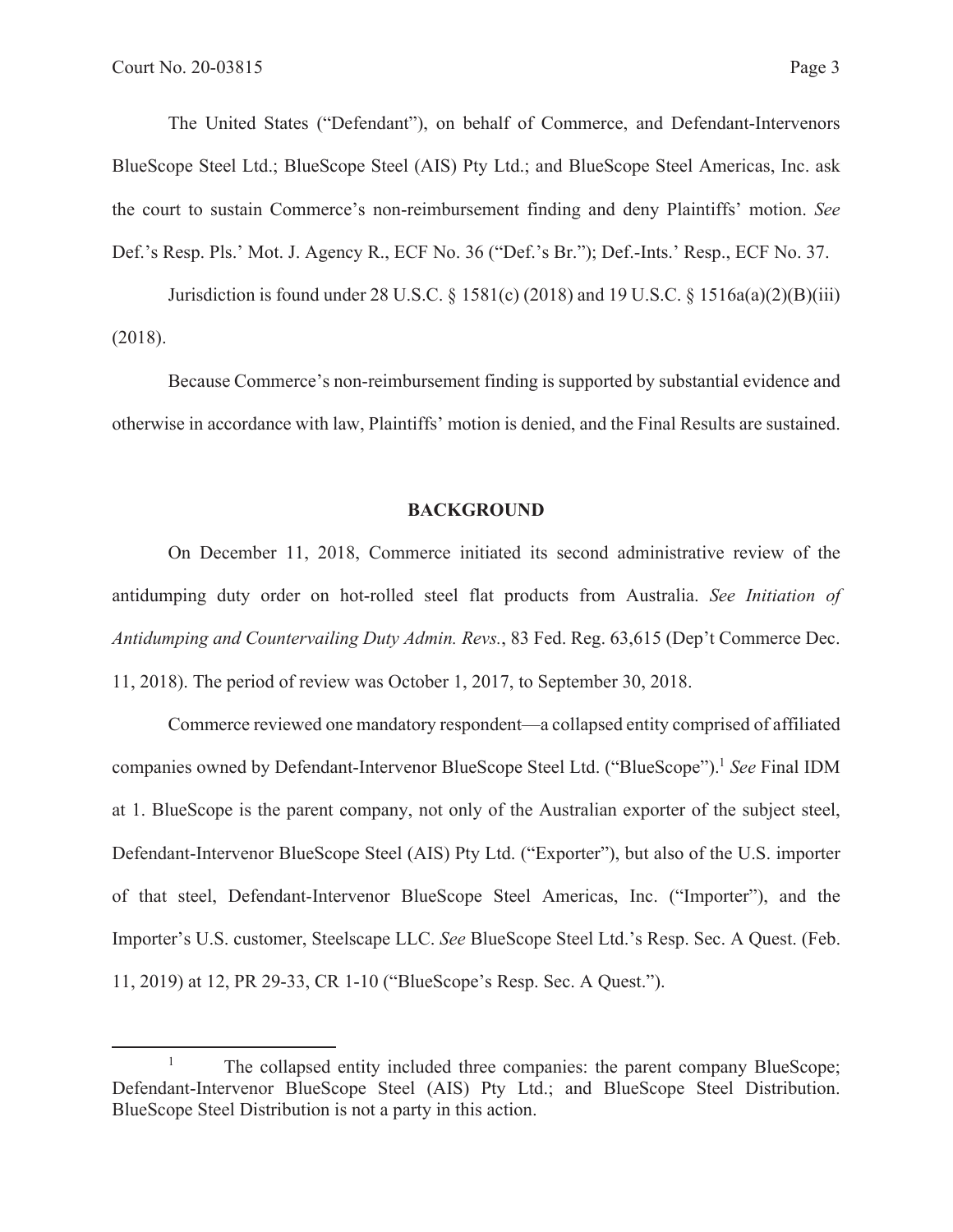The United States ("Defendant"), on behalf of Commerce, and Defendant-Intervenors BlueScope Steel Ltd.; BlueScope Steel (AIS) Pty Ltd.; and BlueScope Steel Americas, Inc. ask the court to sustain Commerce's non-reimbursement finding and deny Plaintiffs' motion. *See* Def.'s Resp. Pls.' Mot. J. Agency R., ECF No. 36 ("Def.'s Br."); Def.-Ints.' Resp., ECF No. 37.

Jurisdiction is found under 28 U.S.C. § 1581(c) (2018) and 19 U.S.C. § 1516a(a)(2)(B)(iii) (2018).

Because Commerce's non-reimbursement finding is supported by substantial evidence and otherwise in accordance with law, Plaintiffs' motion is denied, and the Final Results are sustained.

## BACKGROUND

On December 11, 2018, Commerce initiated its second administrative review of the antidumping duty order on hot-rolled steel flat products from Australia. *See Initiation of Antidumping and Countervailing Duty Admin. Revs.*, 83 Fed. Reg. 63,615 (Dep't Commerce Dec. 11, 2018). The period of review was October 1, 2017, to September 30, 2018.

Commerce reviewed one mandatory respondent—a collapsed entity comprised of affiliated companies owned by Defendant-Intervenor BlueScope Steel Ltd. ("BlueScope").[1] *See* Final IDM at 1. BlueScope is the parent company, not only of the Australian exporter of the subject steel, Defendant-Intervenor BlueScope Steel (AIS) Pty Ltd. ("Exporter"), but also of the U.S. importer of that steel, Defendant-Intervenor BlueScope Steel Americas, Inc. ("Importer"), and the Importer's U.S. customer, Steelscape LLC. *See* BlueScope Steel Ltd.'s Resp. Sec. A Quest. (Feb. 11, 2019) at 12, PR 29-33, CR 1-10 ("BlueScope's Resp. Sec. A Quest.").

---

[1] The collapsed entity included three companies: the parent company BlueScope; Defendant-Intervenor BlueScope Steel (AIS) Pty Ltd.; and BlueScope Steel Distribution. BlueScope Steel Distribution is not a party in this action.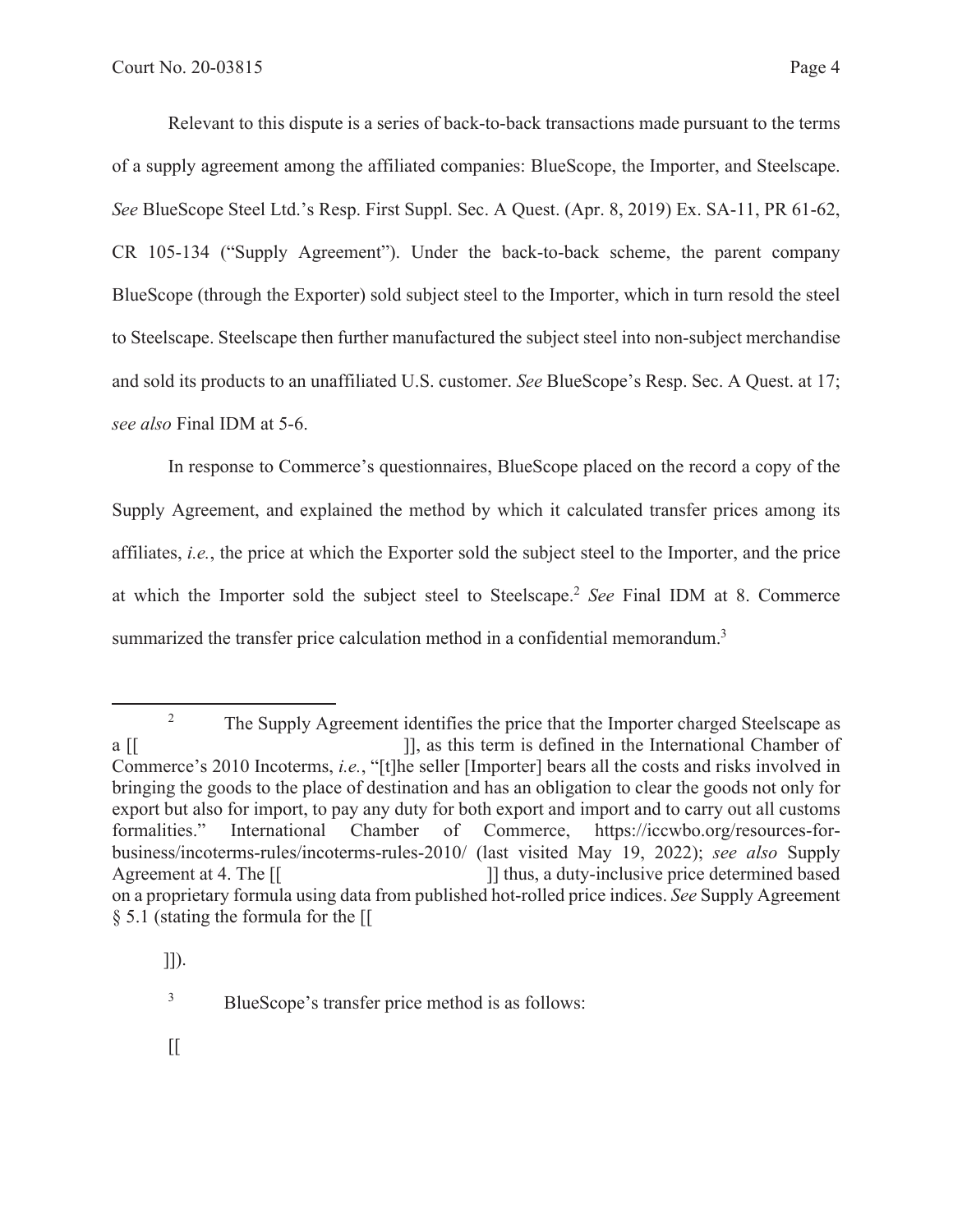Relevant to this dispute is a series of back-to-back transactions made pursuant to the terms of a supply agreement among the affiliated companies: BlueScope, the Importer, and Steelscape. *See* BlueScope Steel Ltd.'s Resp. First Suppl. Sec. A Quest. (Apr. 8, 2019) Ex. SA-11, PR 61-62, CR 105-134 ("Supply Agreement"). Under the back-to-back scheme, the parent company BlueScope (through the Exporter) sold subject steel to the Importer, which in turn resold the steel to Steelscape. Steelscape then further manufactured the subject steel into non-subject merchandise and sold its products to an unaffiliated U.S. customer. *See* BlueScope's Resp. Sec. A Quest. at 17; *see also* Final IDM at 5-6.

In response to Commerce's questionnaires, BlueScope placed on the record a copy of the Supply Agreement, and explained the method by which it calculated transfer prices among its affiliates, *i.e.*, the price at which the Exporter sold the subject steel to the Importer, and the price at which the Importer sold the subject steel to Steelscape.[2] *See* Final IDM at 8. Commerce summarized the transfer price calculation method in a confidential memorandum.[3]

---

[2] The Supply Agreement identifies the price that the Importer charged Steelscape as a [[ ]], as this term is defined in the International Chamber of Commerce's 2010 Incoterms, *i.e.*, "[t]he seller [Importer] bears all the costs and risks involved in bringing the goods to the place of destination and has an obligation to clear the goods not only for export but also for import, to pay any duty for both export and import and to carry out all customs formalities." International Chamber of Commerce, https://iccwbo.org/resources-for-business/incoterms-rules/incoterms-rules-2010/ (last visited May 19, 2022); *see also* Supply Agreement at 4. The [[ ]] thus, a duty-inclusive price determined based on a proprietary formula using data from published hot-rolled price indices. *See* Supply Agreement § 5.1 (stating the formula for the [[

]]).

[3] BlueScope's transfer price method is as follows:

[[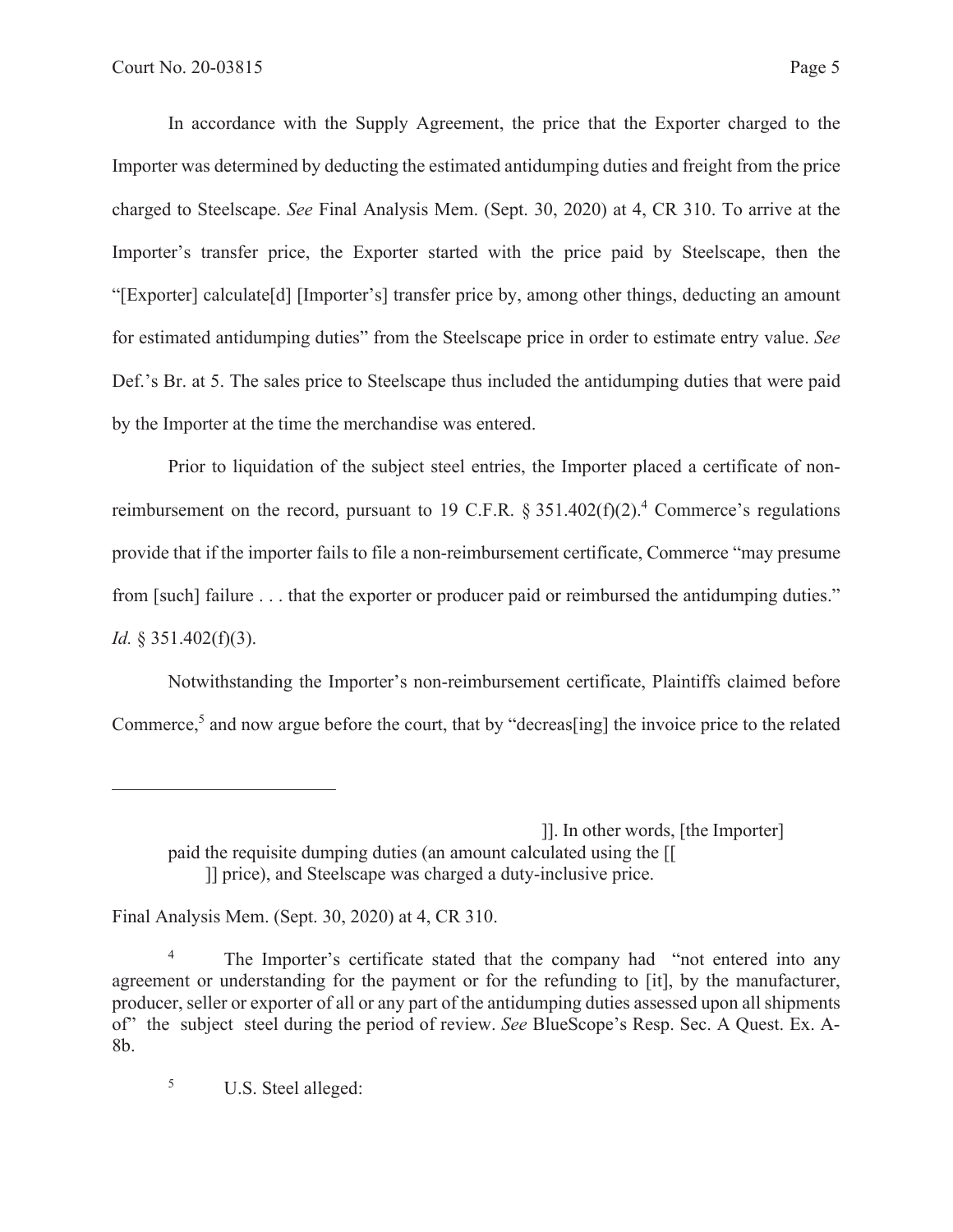In accordance with the Supply Agreement, the price that the Exporter charged to the Importer was determined by deducting the estimated antidumping duties and freight from the price charged to Steelscape. *See* Final Analysis Mem. (Sept. 30, 2020) at 4, CR 310. To arrive at the Importer's transfer price, the Exporter started with the price paid by Steelscape, then the "[Exporter] calculate[d] [Importer's] transfer price by, among other things, deducting an amount for estimated antidumping duties" from the Steelscape price in order to estimate entry value. *See* Def.'s Br. at 5. The sales price to Steelscape thus included the antidumping duties that were paid by the Importer at the time the merchandise was entered.

Prior to liquidation of the subject steel entries, the Importer placed a certificate of non-reimbursement on the record, pursuant to 19 C.F.R. § 351.402(f)(2).[4] Commerce's regulations provide that if the importer fails to file a non-reimbursement certificate, Commerce "may presume from [such] failure . . . that the exporter or producer paid or reimbursed the antidumping duties." *Id.* § 351.402(f)(3).

Notwithstanding the Importer's non-reimbursement certificate, Plaintiffs claimed before Commerce,[5] and now argue before the court, that by "decreas[ing] the invoice price to the related

---

> ]]. In other words, [the Importer] paid the requisite dumping duties (an amount calculated using the [[ ]] price), and Steelscape was charged a duty-inclusive price.

Final Analysis Mem. (Sept. 30, 2020) at 4, CR 310.

[4] The Importer's certificate stated that the company had "not entered into any agreement or understanding for the payment or for the refunding to [it], by the manufacturer, producer, seller or exporter of all or any part of the antidumping duties assessed upon all shipments of" the subject steel during the period of review. *See* BlueScope's Resp. Sec. A Quest. Ex. A-8b.

[5] U.S. Steel alleged: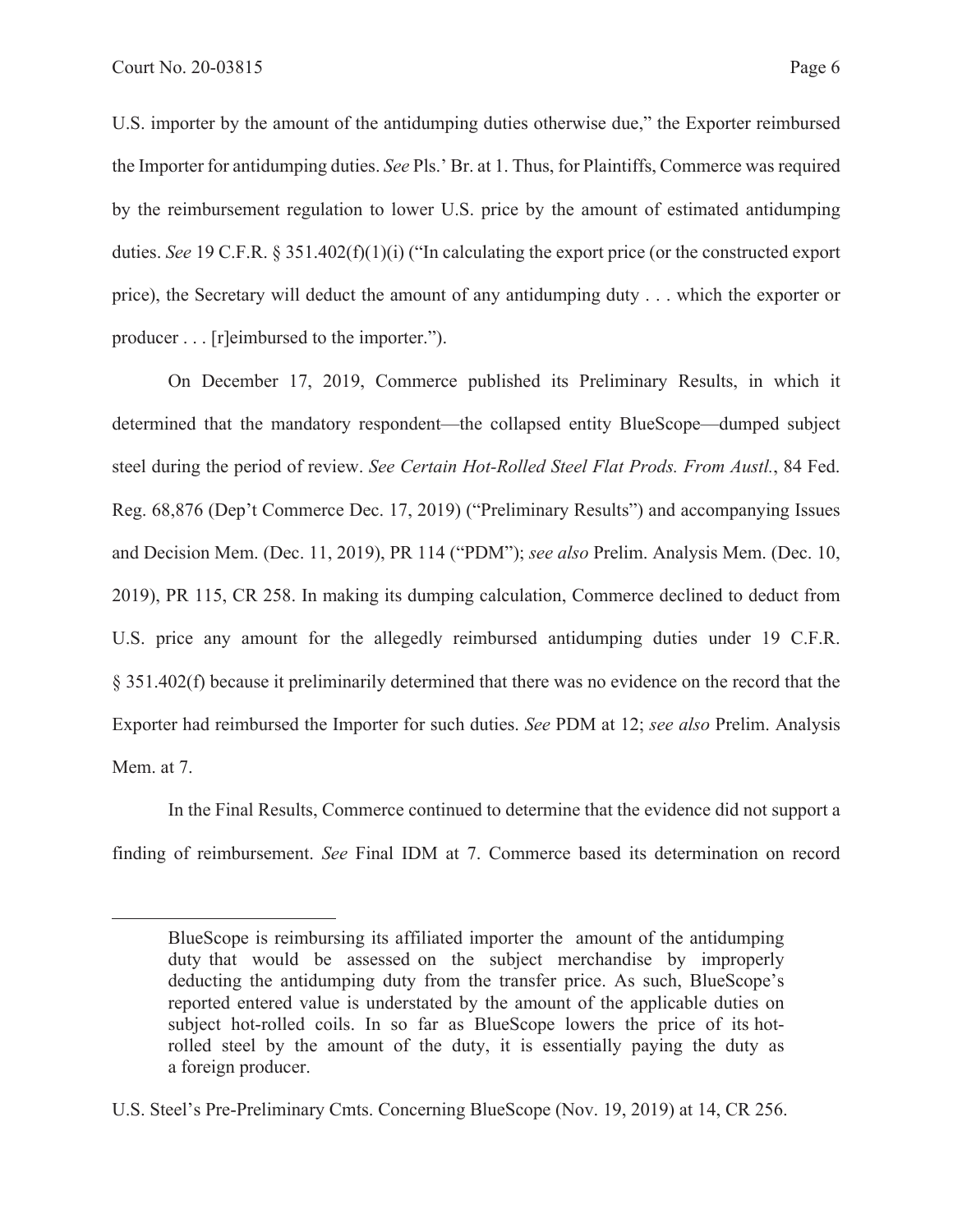U.S. importer by the amount of the antidumping duties otherwise due," the Exporter reimbursed the Importer for antidumping duties. *See* Pls.' Br. at 1. Thus, for Plaintiffs, Commerce was required by the reimbursement regulation to lower U.S. price by the amount of estimated antidumping duties. *See* 19 C.F.R. § 351.402(f)(1)(i) ("In calculating the export price (or the constructed export price), the Secretary will deduct the amount of any antidumping duty . . . which the exporter or producer . . . [r]eimbursed to the importer.").

On December 17, 2019, Commerce published its Preliminary Results, in which it determined that the mandatory respondent—the collapsed entity BlueScope—dumped subject steel during the period of review. *See Certain Hot-Rolled Steel Flat Prods. From Austl.*, 84 Fed. Reg. 68,876 (Dep't Commerce Dec. 17, 2019) ("Preliminary Results") and accompanying Issues and Decision Mem. (Dec. 11, 2019), PR 114 ("PDM"); *see also* Prelim. Analysis Mem. (Dec. 10, 2019), PR 115, CR 258. In making its dumping calculation, Commerce declined to deduct from U.S. price any amount for the allegedly reimbursed antidumping duties under 19 C.F.R. § 351.402(f) because it preliminarily determined that there was no evidence on the record that the Exporter had reimbursed the Importer for such duties. *See* PDM at 12; *see also* Prelim. Analysis Mem. at 7.

In the Final Results, Commerce continued to determine that the evidence did not support a finding of reimbursement. *See* Final IDM at 7. Commerce based its determination on record

---

> BlueScope is reimbursing its affiliated importer the amount of the antidumping duty that would be assessed on the subject merchandise by improperly deducting the antidumping duty from the transfer price. As such, BlueScope's reported entered value is understated by the amount of the applicable duties on subject hot-rolled coils. In so far as BlueScope lowers the price of its hot-rolled steel by the amount of the duty, it is essentially paying the duty as a foreign producer.

U.S. Steel's Pre-Preliminary Cmts. Concerning BlueScope (Nov. 19, 2019) at 14, CR 256.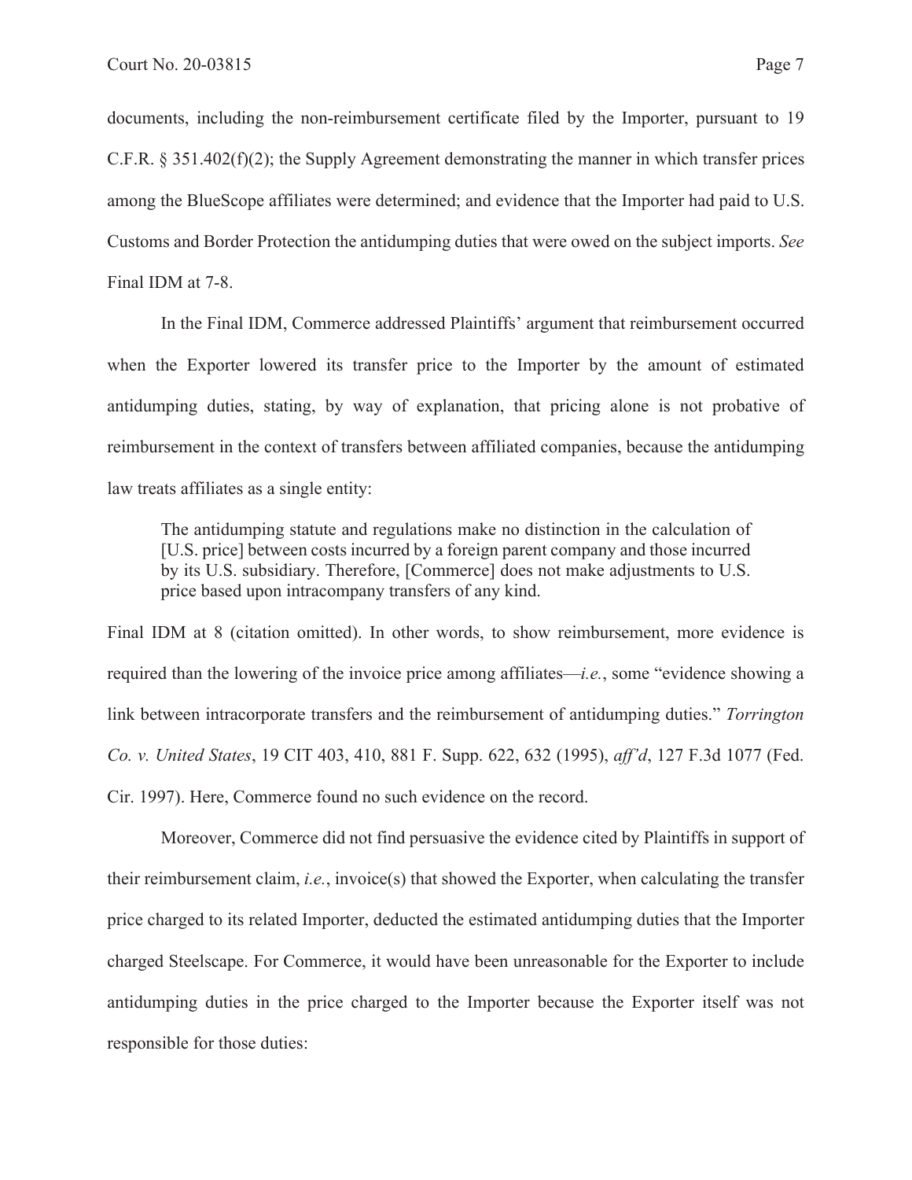documents, including the non-reimbursement certificate filed by the Importer, pursuant to 19 C.F.R. § 351.402(f)(2); the Supply Agreement demonstrating the manner in which transfer prices among the BlueScope affiliates were determined; and evidence that the Importer had paid to U.S. Customs and Border Protection the antidumping duties that were owed on the subject imports. *See* Final IDM at 7-8.

In the Final IDM, Commerce addressed Plaintiffs' argument that reimbursement occurred when the Exporter lowered its transfer price to the Importer by the amount of estimated antidumping duties, stating, by way of explanation, that pricing alone is not probative of reimbursement in the context of transfers between affiliated companies, because the antidumping law treats affiliates as a single entity:

> The antidumping statute and regulations make no distinction in the calculation of [U.S. price] between costs incurred by a foreign parent company and those incurred by its U.S. subsidiary. Therefore, [Commerce] does not make adjustments to U.S. price based upon intracompany transfers of any kind.

Final IDM at 8 (citation omitted). In other words, to show reimbursement, more evidence is required than the lowering of the invoice price among affiliates—*i.e.*, some "evidence showing a link between intracorporate transfers and the reimbursement of antidumping duties." *Torrington Co. v. United States*, 19 CIT 403, 410, 881 F. Supp. 622, 632 (1995), *aff'd*, 127 F.3d 1077 (Fed. Cir. 1997). Here, Commerce found no such evidence on the record.

Moreover, Commerce did not find persuasive the evidence cited by Plaintiffs in support of their reimbursement claim, *i.e.*, invoice(s) that showed the Exporter, when calculating the transfer price charged to its related Importer, deducted the estimated antidumping duties that the Importer charged Steelscape. For Commerce, it would have been unreasonable for the Exporter to include antidumping duties in the price charged to the Importer because the Exporter itself was not responsible for those duties: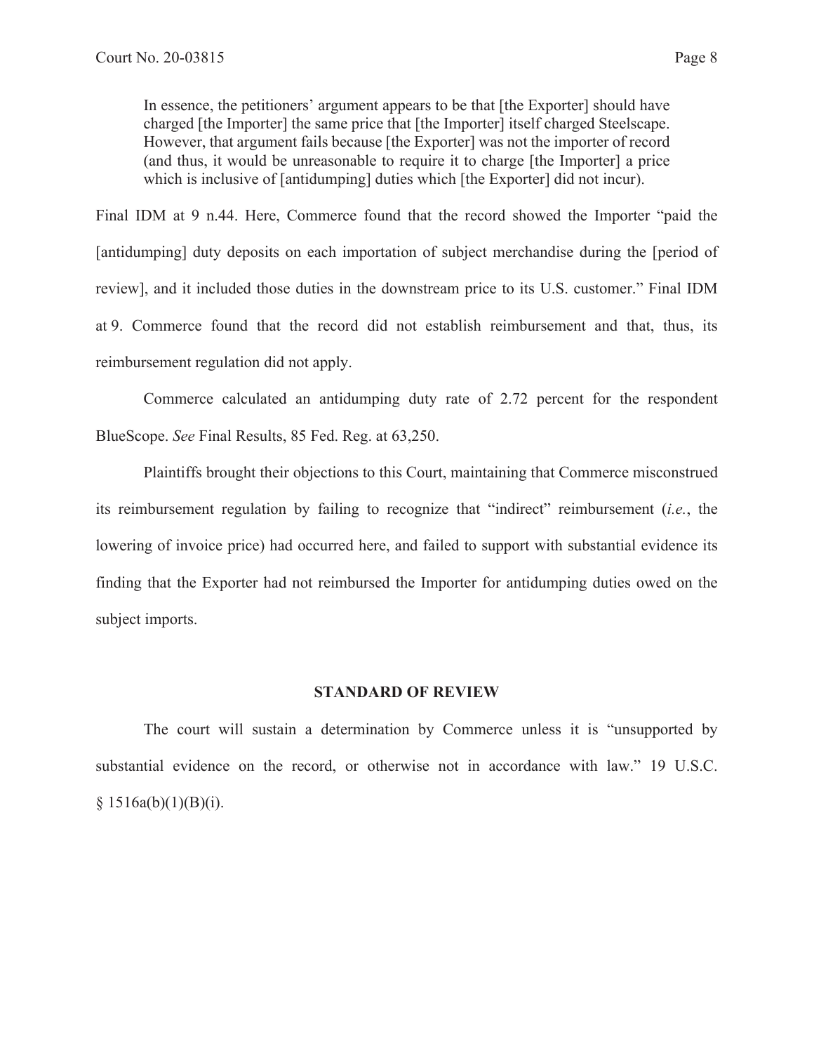> In essence, the petitioners' argument appears to be that [the Exporter] should have charged [the Importer] the same price that [the Importer] itself charged Steelscape. However, that argument fails because [the Exporter] was not the importer of record (and thus, it would be unreasonable to require it to charge [the Importer] a price which is inclusive of [antidumping] duties which [the Exporter] did not incur).

Final IDM at 9 n.44. Here, Commerce found that the record showed the Importer "paid the [antidumping] duty deposits on each importation of subject merchandise during the [period of review], and it included those duties in the downstream price to its U.S. customer." Final IDM at 9. Commerce found that the record did not establish reimbursement and that, thus, its reimbursement regulation did not apply.

Commerce calculated an antidumping duty rate of 2.72 percent for the respondent BlueScope. *See* Final Results, 85 Fed. Reg. at 63,250.

Plaintiffs brought their objections to this Court, maintaining that Commerce misconstrued its reimbursement regulation by failing to recognize that "indirect" reimbursement (*i.e.*, the lowering of invoice price) had occurred here, and failed to support with substantial evidence its finding that the Exporter had not reimbursed the Importer for antidumping duties owed on the subject imports.

## STANDARD OF REVIEW

The court will sustain a determination by Commerce unless it is "unsupported by substantial evidence on the record, or otherwise not in accordance with law." 19 U.S.C. § 1516a(b)(1)(B)(i).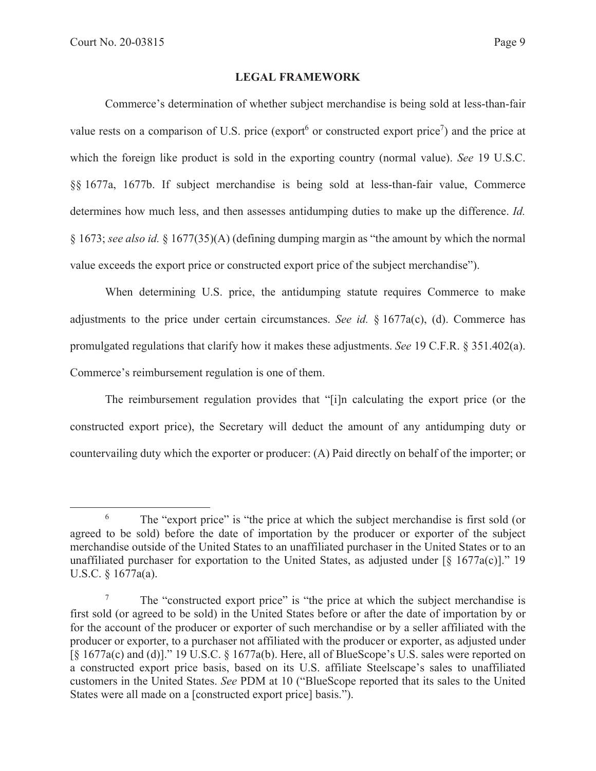## LEGAL FRAMEWORK

Commerce's determination of whether subject merchandise is being sold at less-than-fair value rests on a comparison of U.S. price (export[6] or constructed export price[7]) and the price at which the foreign like product is sold in the exporting country (normal value). *See* 19 U.S.C. §§ 1677a, 1677b. If subject merchandise is being sold at less-than-fair value, Commerce determines how much less, and then assesses antidumping duties to make up the difference. *Id.* § 1673; *see also id.* § 1677(35)(A) (defining dumping margin as "the amount by which the normal value exceeds the export price or constructed export price of the subject merchandise").

When determining U.S. price, the antidumping statute requires Commerce to make adjustments to the price under certain circumstances. *See id.* § 1677a(c), (d). Commerce has promulgated regulations that clarify how it makes these adjustments. *See* 19 C.F.R. § 351.402(a). Commerce's reimbursement regulation is one of them.

The reimbursement regulation provides that "[i]n calculating the export price (or the constructed export price), the Secretary will deduct the amount of any antidumping duty or countervailing duty which the exporter or producer: (A) Paid directly on behalf of the importer; or

---

[6] The "export price" is "the price at which the subject merchandise is first sold (or agreed to be sold) before the date of importation by the producer or exporter of the subject merchandise outside of the United States to an unaffiliated purchaser in the United States or to an unaffiliated purchaser for exportation to the United States, as adjusted under [§ 1677a(c)]." 19 U.S.C. § 1677a(a).

[7] The "constructed export price" is "the price at which the subject merchandise is first sold (or agreed to be sold) in the United States before or after the date of importation by or for the account of the producer or exporter of such merchandise or by a seller affiliated with the producer or exporter, to a purchaser not affiliated with the producer or exporter, as adjusted under [§ 1677a(c) and (d)]." 19 U.S.C. § 1677a(b). Here, all of BlueScope's U.S. sales were reported on a constructed export price basis, based on its U.S. affiliate Steelscape's sales to unaffiliated customers in the United States. *See* PDM at 10 ("BlueScope reported that its sales to the United States were all made on a [constructed export price] basis.").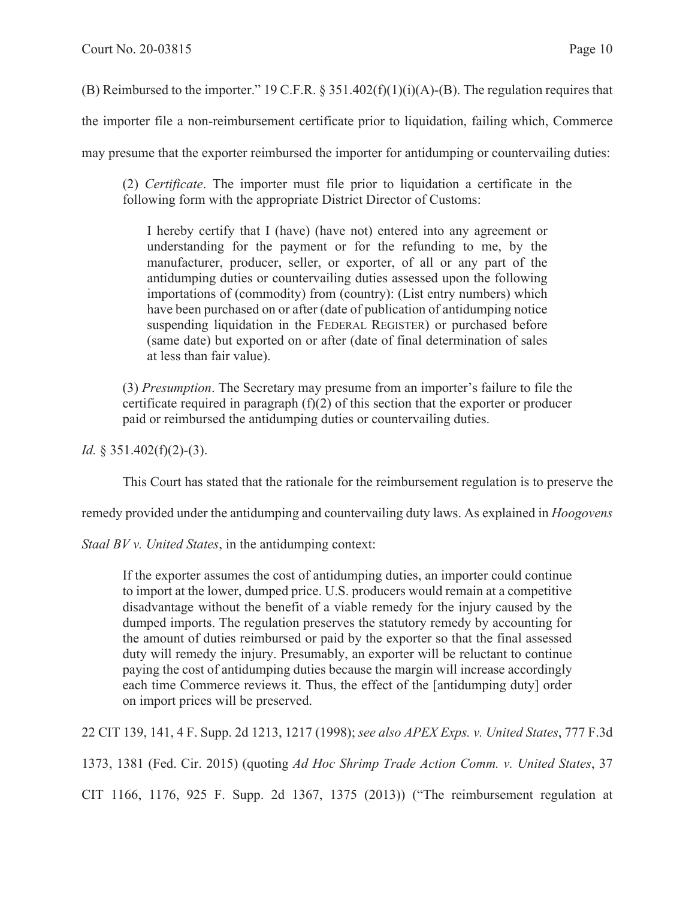(B) Reimbursed to the importer." 19 C.F.R. § 351.402(f)(1)(i)(A)-(B). The regulation requires that the importer file a non-reimbursement certificate prior to liquidation, failing which, Commerce may presume that the exporter reimbursed the importer for antidumping or countervailing duties:

> (2) *Certificate*. The importer must file prior to liquidation a certificate in the following form with the appropriate District Director of Customs:
>
> > I hereby certify that I (have) (have not) entered into any agreement or understanding for the payment or for the refunding to me, by the manufacturer, producer, seller, or exporter, of all or any part of the antidumping duties or countervailing duties assessed upon the following importations of (commodity) from (country): (List entry numbers) which have been purchased on or after (date of publication of antidumping notice suspending liquidation in the FEDERAL REGISTER) or purchased before (same date) but exported on or after (date of final determination of sales at less than fair value).
>
> (3) *Presumption*. The Secretary may presume from an importer's failure to file the certificate required in paragraph (f)(2) of this section that the exporter or producer paid or reimbursed the antidumping duties or countervailing duties.

*Id.* § 351.402(f)(2)-(3).

This Court has stated that the rationale for the reimbursement regulation is to preserve the remedy provided under the antidumping and countervailing duty laws. As explained in *Hoogovens Staal BV v. United States*, in the antidumping context:

> If the exporter assumes the cost of antidumping duties, an importer could continue to import at the lower, dumped price. U.S. producers would remain at a competitive disadvantage without the benefit of a viable remedy for the injury caused by the dumped imports. The regulation preserves the statutory remedy by accounting for the amount of duties reimbursed or paid by the exporter so that the final assessed duty will remedy the injury. Presumably, an exporter will be reluctant to continue paying the cost of antidumping duties because the margin will increase accordingly each time Commerce reviews it. Thus, the effect of the [antidumping duty] order on import prices will be preserved.

22 CIT 139, 141, 4 F. Supp. 2d 1213, 1217 (1998); *see also APEX Exps. v. United States*, 777 F.3d 1373, 1381 (Fed. Cir. 2015) (quoting *Ad Hoc Shrimp Trade Action Comm. v. United States*, 37 CIT 1166, 1176, 925 F. Supp. 2d 1367, 1375 (2013)) ("The reimbursement regulation at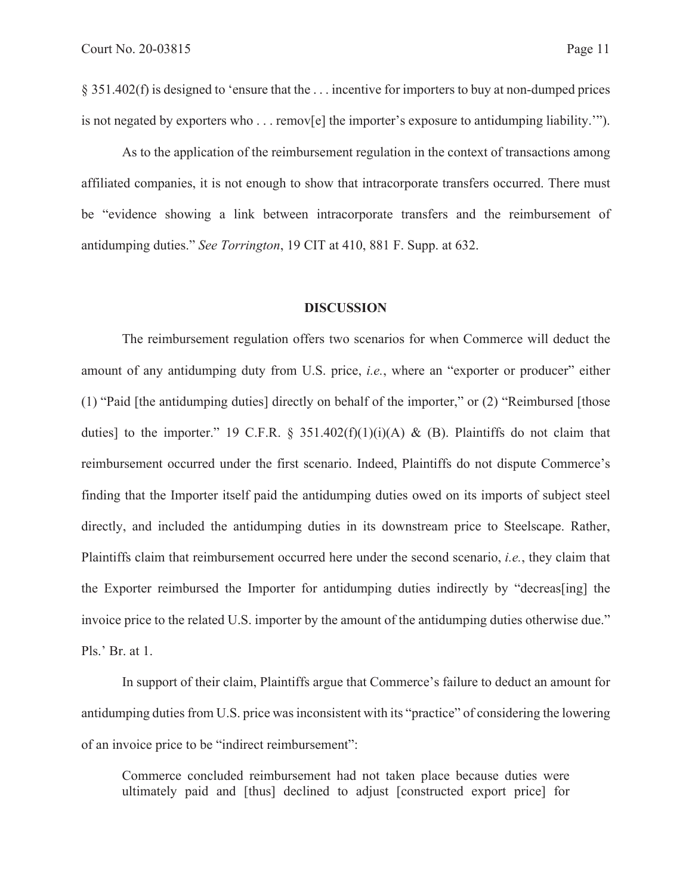§ 351.402(f) is designed to 'ensure that the . . . incentive for importers to buy at non-dumped prices is not negated by exporters who . . . remov[e] the importer's exposure to antidumping liability.'").

As to the application of the reimbursement regulation in the context of transactions among affiliated companies, it is not enough to show that intracorporate transfers occurred. There must be "evidence showing a link between intracorporate transfers and the reimbursement of antidumping duties." *See Torrington*, 19 CIT at 410, 881 F. Supp. at 632.

## DISCUSSION

The reimbursement regulation offers two scenarios for when Commerce will deduct the amount of any antidumping duty from U.S. price, *i.e.*, where an "exporter or producer" either (1) "Paid [the antidumping duties] directly on behalf of the importer," or (2) "Reimbursed [those duties] to the importer." 19 C.F.R. § 351.402(f)(1)(i)(A) & (B). Plaintiffs do not claim that reimbursement occurred under the first scenario. Indeed, Plaintiffs do not dispute Commerce's finding that the Importer itself paid the antidumping duties owed on its imports of subject steel directly, and included the antidumping duties in its downstream price to Steelscape. Rather, Plaintiffs claim that reimbursement occurred here under the second scenario, *i.e.*, they claim that the Exporter reimbursed the Importer for antidumping duties indirectly by "decreas[ing] the invoice price to the related U.S. importer by the amount of the antidumping duties otherwise due." Pls.' Br. at 1.

In support of their claim, Plaintiffs argue that Commerce's failure to deduct an amount for antidumping duties from U.S. price was inconsistent with its "practice" of considering the lowering of an invoice price to be "indirect reimbursement":

> Commerce concluded reimbursement had not taken place because duties were ultimately paid and [thus] declined to adjust [constructed export price] for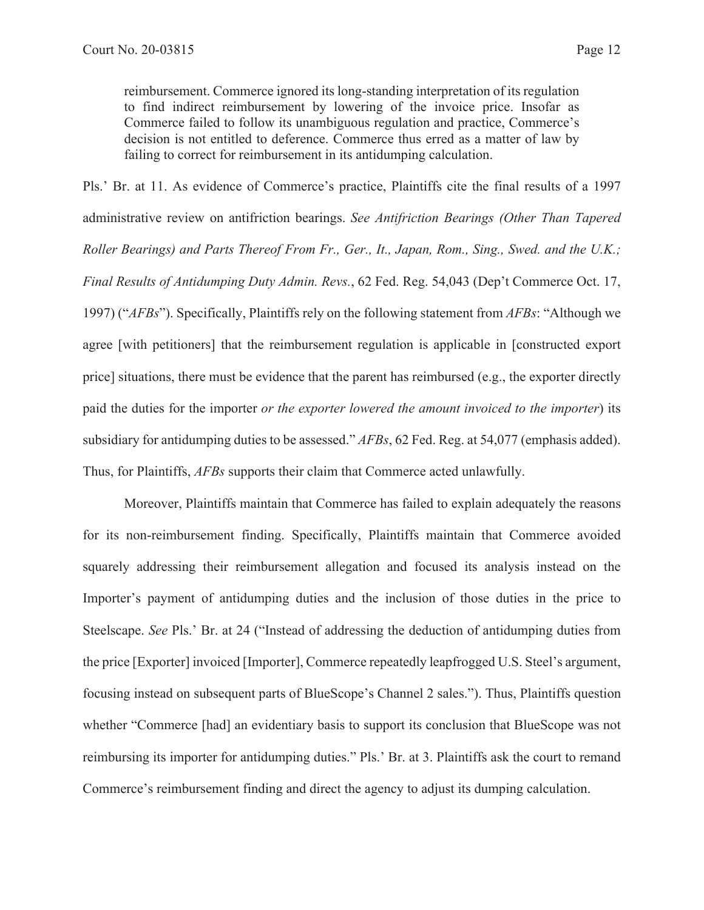> reimbursement. Commerce ignored its long-standing interpretation of its regulation to find indirect reimbursement by lowering of the invoice price. Insofar as Commerce failed to follow its unambiguous regulation and practice, Commerce's decision is not entitled to deference. Commerce thus erred as a matter of law by failing to correct for reimbursement in its antidumping calculation.

Pls.' Br. at 11. As evidence of Commerce's practice, Plaintiffs cite the final results of a 1997 administrative review on antifriction bearings. *See Antifriction Bearings (Other Than Tapered Roller Bearings) and Parts Thereof From Fr., Ger., It., Japan, Rom., Sing., Swed. and the U.K.; Final Results of Antidumping Duty Admin. Revs.*, 62 Fed. Reg. 54,043 (Dep't Commerce Oct. 17, 1997) ("*AFBs*"). Specifically, Plaintiffs rely on the following statement from *AFBs*: "Although we agree [with petitioners] that the reimbursement regulation is applicable in [constructed export price] situations, there must be evidence that the parent has reimbursed (e.g., the exporter directly paid the duties for the importer *or the exporter lowered the amount invoiced to the importer*) its subsidiary for antidumping duties to be assessed." *AFBs*, 62 Fed. Reg. at 54,077 (emphasis added). Thus, for Plaintiffs, *AFBs* supports their claim that Commerce acted unlawfully.

Moreover, Plaintiffs maintain that Commerce has failed to explain adequately the reasons for its non-reimbursement finding. Specifically, Plaintiffs maintain that Commerce avoided squarely addressing their reimbursement allegation and focused its analysis instead on the Importer's payment of antidumping duties and the inclusion of those duties in the price to Steelscape. *See* Pls.' Br. at 24 ("Instead of addressing the deduction of antidumping duties from the price [Exporter] invoiced [Importer], Commerce repeatedly leapfrogged U.S. Steel's argument, focusing instead on subsequent parts of BlueScope's Channel 2 sales."). Thus, Plaintiffs question whether "Commerce [had] an evidentiary basis to support its conclusion that BlueScope was not reimbursing its importer for antidumping duties." Pls.' Br. at 3. Plaintiffs ask the court to remand Commerce's reimbursement finding and direct the agency to adjust its dumping calculation.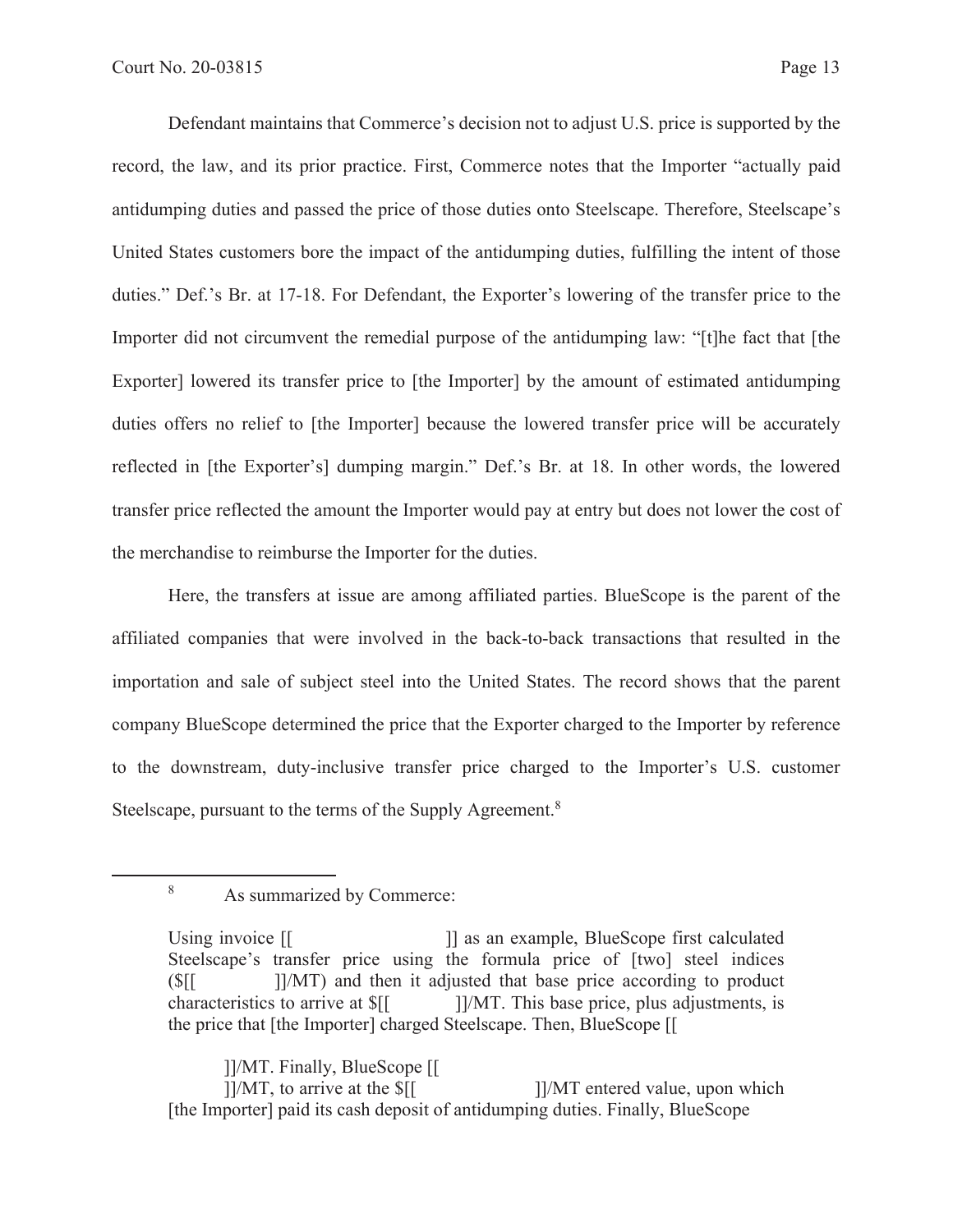Defendant maintains that Commerce's decision not to adjust U.S. price is supported by the record, the law, and its prior practice. First, Commerce notes that the Importer "actually paid antidumping duties and passed the price of those duties onto Steelscape. Therefore, Steelscape's United States customers bore the impact of the antidumping duties, fulfilling the intent of those duties." Def.'s Br. at 17-18. For Defendant, the Exporter's lowering of the transfer price to the Importer did not circumvent the remedial purpose of the antidumping law: "[t]he fact that [the Exporter] lowered its transfer price to [the Importer] by the amount of estimated antidumping duties offers no relief to [the Importer] because the lowered transfer price will be accurately reflected in [the Exporter's] dumping margin." Def.'s Br. at 18. In other words, the lowered transfer price reflected the amount the Importer would pay at entry but does not lower the cost of the merchandise to reimburse the Importer for the duties.

Here, the transfers at issue are among affiliated parties. BlueScope is the parent of the affiliated companies that were involved in the back-to-back transactions that resulted in the importation and sale of subject steel into the United States. The record shows that the parent company BlueScope determined the price that the Exporter charged to the Importer by reference to the downstream, duty-inclusive transfer price charged to the Importer's U.S. customer Steelscape, pursuant to the terms of the Supply Agreement.[8]

---

[8] As summarized by Commerce:

> Using invoice [[ ]] as an example, BlueScope first calculated Steelscape's transfer price using the formula price of [two] steel indices ($[[ ]]/MT) and then it adjusted that base price according to product characteristics to arrive at $[[ ]]/MT. This base price, plus adjustments, is the price that [the Importer] charged Steelscape. Then, BlueScope [[
>
> ]]/MT. Finally, BlueScope [[
> ]]/MT, to arrive at the $[[ ]]/MT entered value, upon which [the Importer] paid its cash deposit of antidumping duties. Finally, BlueScope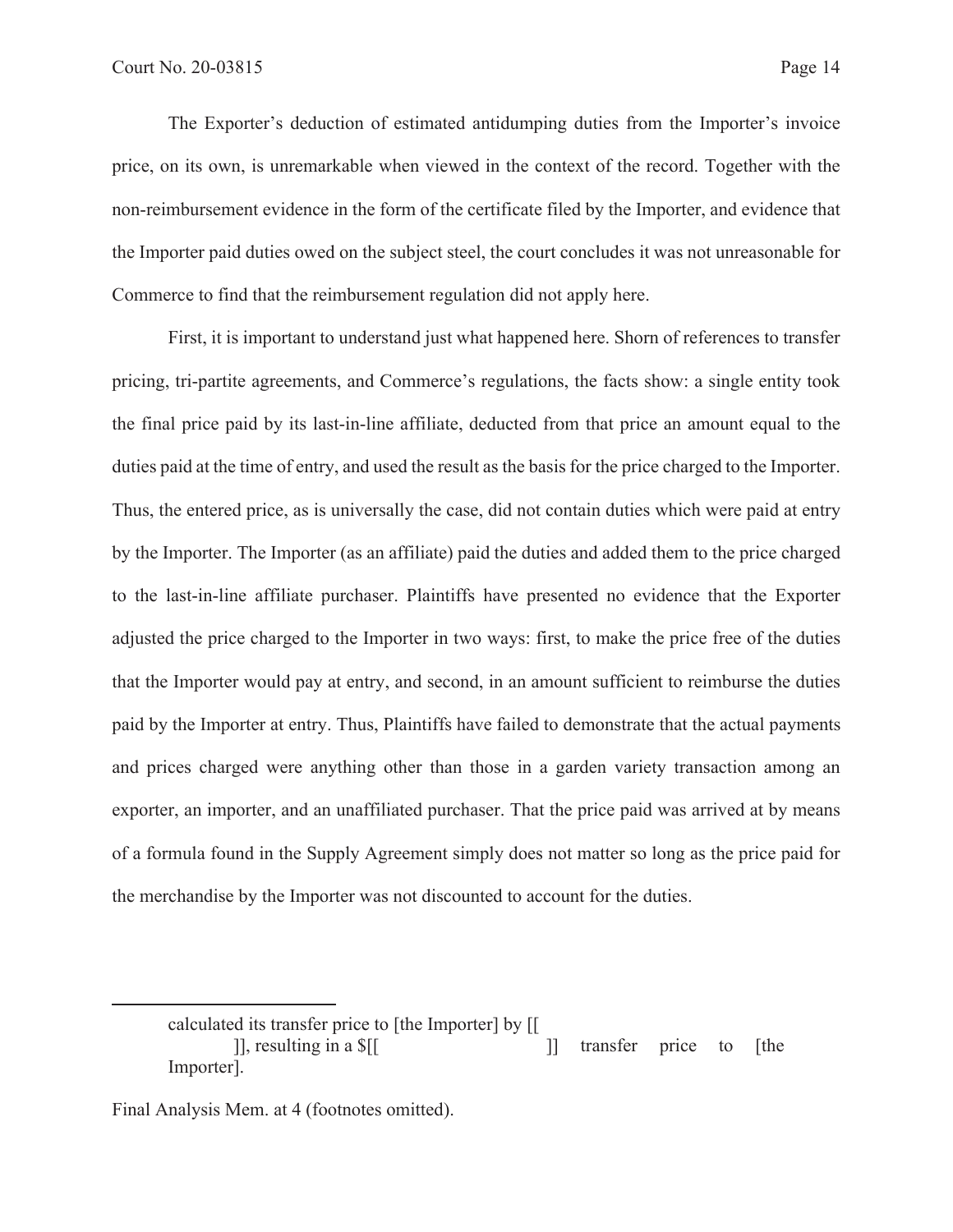The Exporter's deduction of estimated antidumping duties from the Importer's invoice price, on its own, is unremarkable when viewed in the context of the record. Together with the non-reimbursement evidence in the form of the certificate filed by the Importer, and evidence that the Importer paid duties owed on the subject steel, the court concludes it was not unreasonable for Commerce to find that the reimbursement regulation did not apply here.

First, it is important to understand just what happened here. Shorn of references to transfer pricing, tri-partite agreements, and Commerce's regulations, the facts show: a single entity took the final price paid by its last-in-line affiliate, deducted from that price an amount equal to the duties paid at the time of entry, and used the result as the basis for the price charged to the Importer. Thus, the entered price, as is universally the case, did not contain duties which were paid at entry by the Importer. The Importer (as an affiliate) paid the duties and added them to the price charged to the last-in-line affiliate purchaser. Plaintiffs have presented no evidence that the Exporter adjusted the price charged to the Importer in two ways: first, to make the price free of the duties that the Importer would pay at entry, and second, in an amount sufficient to reimburse the duties paid by the Importer at entry. Thus, Plaintiffs have failed to demonstrate that the actual payments and prices charged were anything other than those in a garden variety transaction among an exporter, an importer, and an unaffiliated purchaser. That the price paid was arrived at by means of a formula found in the Supply Agreement simply does not matter so long as the price paid for the merchandise by the Importer was not discounted to account for the duties.

---

> calculated its transfer price to [the Importer] by [[ ]], resulting in a $[[ ]] transfer price to [the Importer].

Final Analysis Mem. at 4 (footnotes omitted).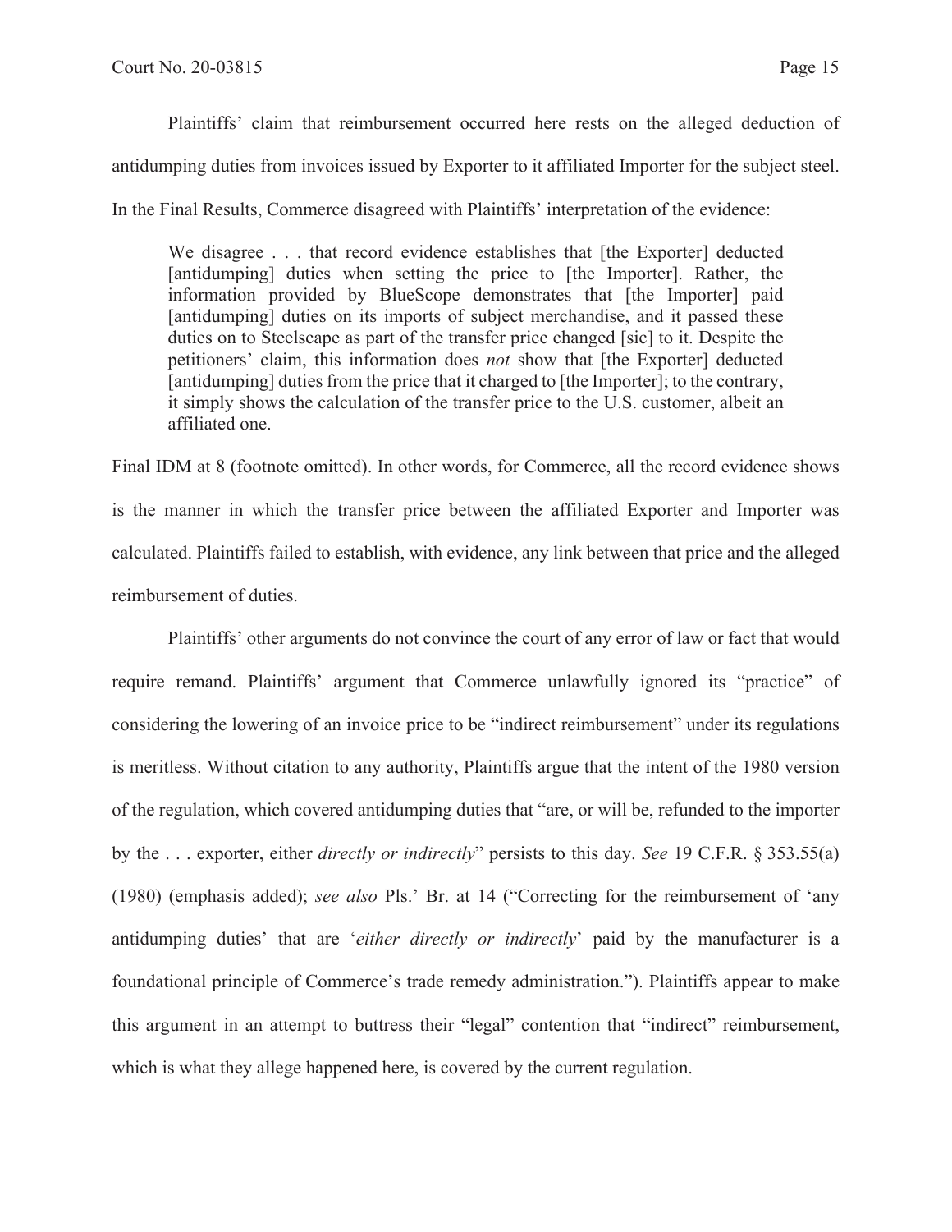Plaintiffs' claim that reimbursement occurred here rests on the alleged deduction of antidumping duties from invoices issued by Exporter to it affiliated Importer for the subject steel. In the Final Results, Commerce disagreed with Plaintiffs' interpretation of the evidence:

> We disagree . . . that record evidence establishes that [the Exporter] deducted [antidumping] duties when setting the price to [the Importer]. Rather, the information provided by BlueScope demonstrates that [the Importer] paid [antidumping] duties on its imports of subject merchandise, and it passed these duties on to Steelscape as part of the transfer price changed [sic] to it. Despite the petitioners' claim, this information does *not* show that [the Exporter] deducted [antidumping] duties from the price that it charged to [the Importer]; to the contrary, it simply shows the calculation of the transfer price to the U.S. customer, albeit an affiliated one.

Final IDM at 8 (footnote omitted). In other words, for Commerce, all the record evidence shows is the manner in which the transfer price between the affiliated Exporter and Importer was calculated. Plaintiffs failed to establish, with evidence, any link between that price and the alleged reimbursement of duties.

Plaintiffs' other arguments do not convince the court of any error of law or fact that would require remand. Plaintiffs' argument that Commerce unlawfully ignored its "practice" of considering the lowering of an invoice price to be "indirect reimbursement" under its regulations is meritless. Without citation to any authority, Plaintiffs argue that the intent of the 1980 version of the regulation, which covered antidumping duties that "are, or will be, refunded to the importer by the . . . exporter, either *directly or indirectly*" persists to this day. *See* 19 C.F.R. § 353.55(a) (1980) (emphasis added); *see also* Pls.' Br. at 14 ("Correcting for the reimbursement of 'any antidumping duties' that are '*either directly or indirectly*' paid by the manufacturer is a foundational principle of Commerce's trade remedy administration."). Plaintiffs appear to make this argument in an attempt to buttress their "legal" contention that "indirect" reimbursement, which is what they allege happened here, is covered by the current regulation.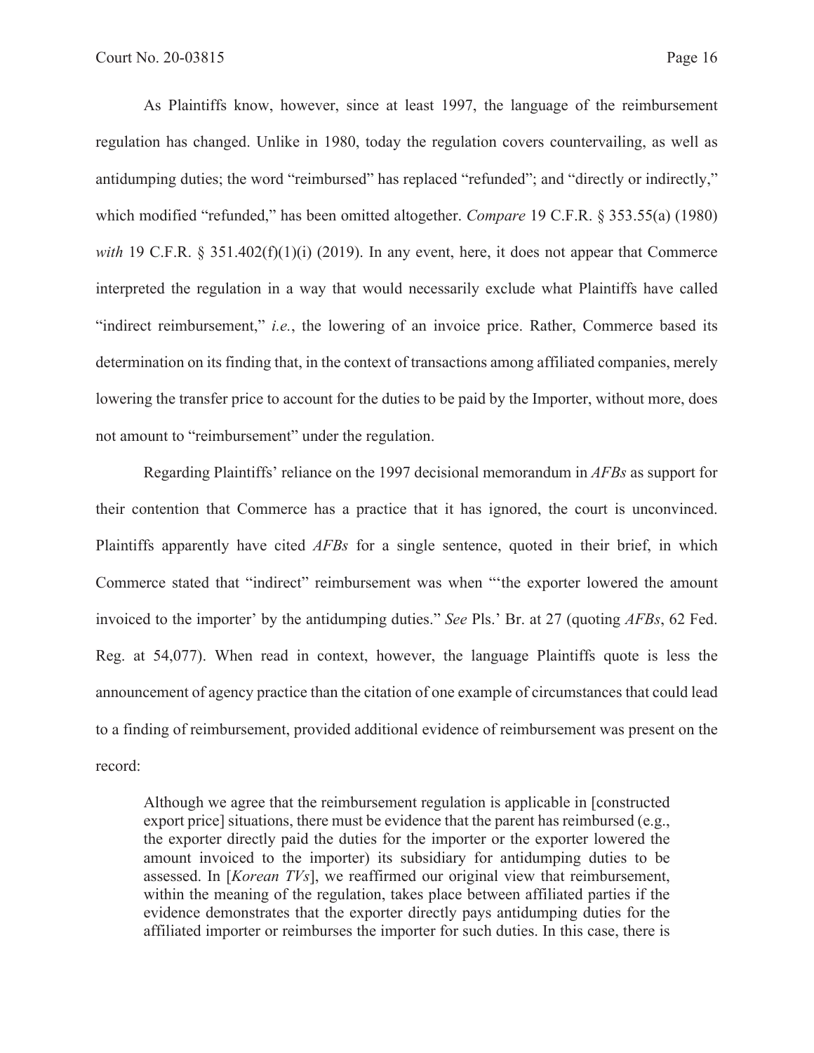As Plaintiffs know, however, since at least 1997, the language of the reimbursement regulation has changed. Unlike in 1980, today the regulation covers countervailing, as well as antidumping duties; the word "reimbursed" has replaced "refunded"; and "directly or indirectly," which modified "refunded," has been omitted altogether. *Compare* 19 C.F.R. § 353.55(a) (1980) *with* 19 C.F.R. § 351.402(f)(1)(i) (2019). In any event, here, it does not appear that Commerce interpreted the regulation in a way that would necessarily exclude what Plaintiffs have called "indirect reimbursement," *i.e.*, the lowering of an invoice price. Rather, Commerce based its determination on its finding that, in the context of transactions among affiliated companies, merely lowering the transfer price to account for the duties to be paid by the Importer, without more, does not amount to "reimbursement" under the regulation.

Regarding Plaintiffs' reliance on the 1997 decisional memorandum in *AFBs* as support for their contention that Commerce has a practice that it has ignored, the court is unconvinced. Plaintiffs apparently have cited *AFBs* for a single sentence, quoted in their brief, in which Commerce stated that "indirect" reimbursement was when "'the exporter lowered the amount invoiced to the importer' by the antidumping duties." *See* Pls.' Br. at 27 (quoting *AFBs*, 62 Fed. Reg. at 54,077). When read in context, however, the language Plaintiffs quote is less the announcement of agency practice than the citation of one example of circumstances that could lead to a finding of reimbursement, provided additional evidence of reimbursement was present on the record:

> Although we agree that the reimbursement regulation is applicable in [constructed export price] situations, there must be evidence that the parent has reimbursed (e.g., the exporter directly paid the duties for the importer or the exporter lowered the amount invoiced to the importer) its subsidiary for antidumping duties to be assessed. In [*Korean TVs*], we reaffirmed our original view that reimbursement, within the meaning of the regulation, takes place between affiliated parties if the evidence demonstrates that the exporter directly pays antidumping duties for the affiliated importer or reimburses the importer for such duties. In this case, there is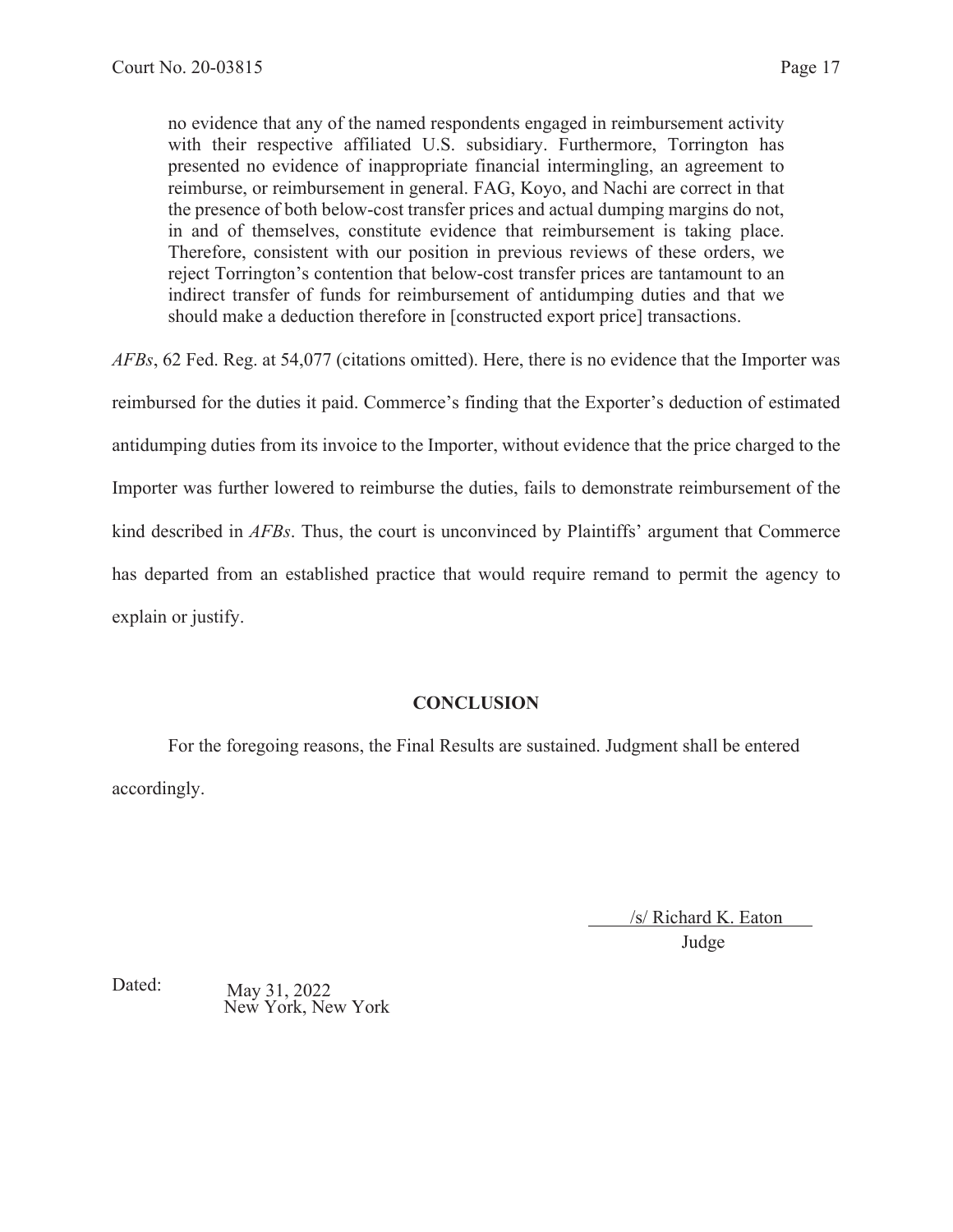> no evidence that any of the named respondents engaged in reimbursement activity with their respective affiliated U.S. subsidiary. Furthermore, Torrington has presented no evidence of inappropriate financial intermingling, an agreement to reimburse, or reimbursement in general. FAG, Koyo, and Nachi are correct in that the presence of both below-cost transfer prices and actual dumping margins do not, in and of themselves, constitute evidence that reimbursement is taking place. Therefore, consistent with our position in previous reviews of these orders, we reject Torrington's contention that below-cost transfer prices are tantamount to an indirect transfer of funds for reimbursement of antidumping duties and that we should make a deduction therefore in [constructed export price] transactions.

*AFBs*, 62 Fed. Reg. at 54,077 (citations omitted). Here, there is no evidence that the Importer was reimbursed for the duties it paid. Commerce's finding that the Exporter's deduction of estimated antidumping duties from its invoice to the Importer, without evidence that the price charged to the Importer was further lowered to reimburse the duties, fails to demonstrate reimbursement of the kind described in *AFBs*. Thus, the court is unconvinced by Plaintiffs' argument that Commerce has departed from an established practice that would require remand to permit the agency to explain or justify.

## CONCLUSION

For the foregoing reasons, the Final Results are sustained. Judgment shall be entered accordingly.

/s/ Richard K. Eaton
Judge

Dated: May 31, 2022
New York, New York